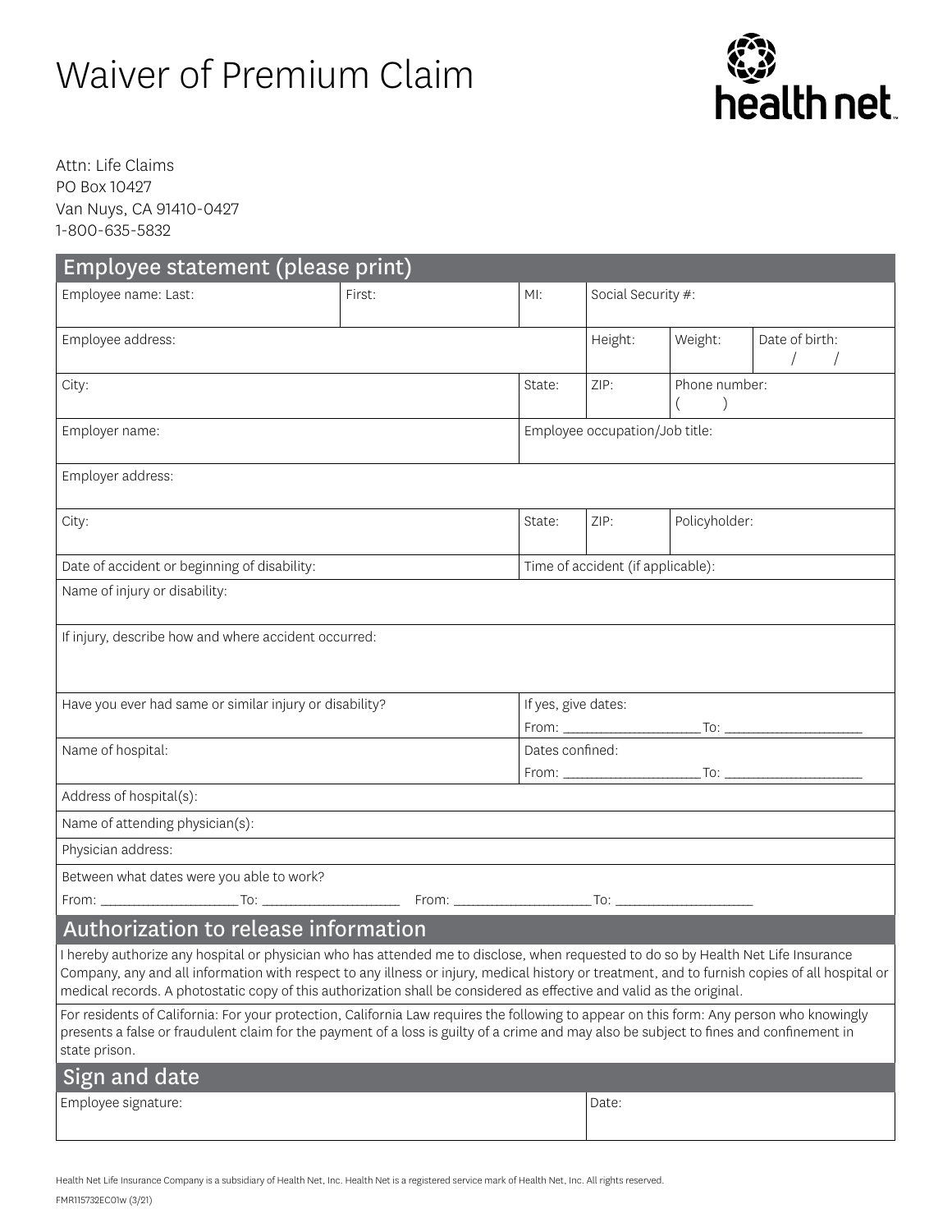# Waiver of Premium Claim

health net

Attn: Life Claims
PO Box 10427
Van Nuys, CA 91410-0427
1-800-635-5832

## Employee statement (please print)

| Employee name: Last: | First: | MI: | Social Security #: | | |
|---|---|---|---|---|---|
| Employee address: | | | Height: | Weight: | Date of birth: / / |
| City: | | State: | ZIP: | Phone number: ( ) | |
| Employer name: | | Employee occupation/Job title: | | | |
| Employer address: | | | | | |
| City: | | State: | ZIP: | Policyholder: | |
| Date of accident or beginning of disability: | | Time of accident (if applicable): | | | |
| Name of injury or disability: | | | | | |
| If injury, describe how and where accident occurred: | | | | | |
| Have you ever had same or similar injury or disability? | | If yes, give dates: From: ____________ To: ____________ | | | |
| Name of hospital: | | Dates confined: From: ____________ To: ____________ | | | |
| Address of hospital(s): | | | | | |
| Name of attending physician(s): | | | | | |
| Physician address: | | | | | |
| Between what dates were you able to work? From: ____________ To: ____________ From: ____________ To: ____________ | | | | | |

## Authorization to release information

I hereby authorize any hospital or physician who has attended me to disclose, when requested to do so by Health Net Life Insurance Company, any and all information with respect to any illness or injury, medical history or treatment, and to furnish copies of all hospital or medical records. A photostatic copy of this authorization shall be considered as effective and valid as the original.

For residents of California: For your protection, California Law requires the following to appear on this form: Any person who knowingly presents a false or fraudulent claim for the payment of a loss is guilty of a crime and may also be subject to fines and confinement in state prison.

## Sign and date

| Employee signature: | Date: |
|---|---|
| | |

Health Net Life Insurance Company is a subsidiary of Health Net, Inc. Health Net is a registered service mark of Health Net, Inc. All rights reserved.

FMR115732EC01w (3/21)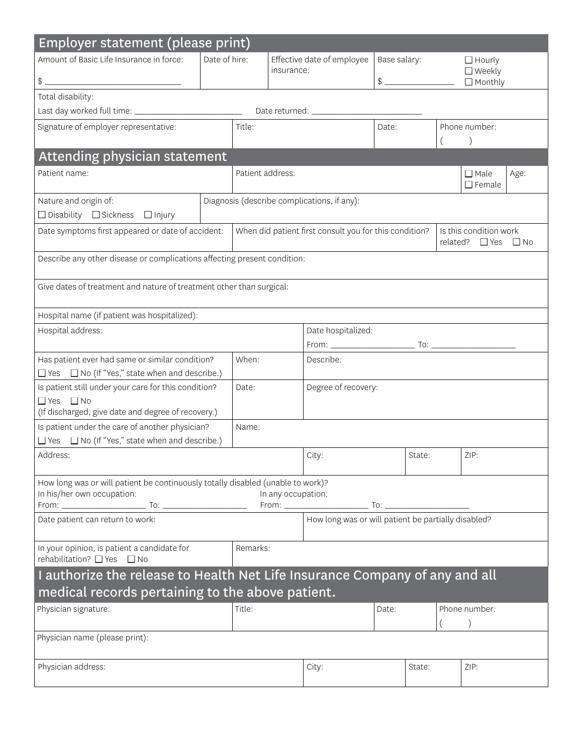## Employer statement (please print)

| Amount of Basic Life Insurance in force: | Date of hire: | Effective date of employee insurance: | Base salary: |
|---|---|---|---|
| $ ______________ | | | $ ______________ ☐ Hourly ☐ Weekly ☐ Monthly |

Total disability:

Last day worked full time: ______________ Date returned: ______________

| Signature of employer representative: | Title: | Date: | Phone number: |
|---|---|---|---|
| | | | ( ) |

## Attending physician statement

| Patient name: | Patient address: | ☐ Male ☐ Female | Age: |
|---|---|---|---|
| | | | |

| Nature and origin of: | Diagnosis (describe complications, if any): |
|---|---|
| ☐ Disability ☐ Sickness ☐ Injury | |

| Date symptoms first appeared or date of accident: | When did patient first consult you for this condition? | Is this condition work related? ☐ Yes ☐ No |
|---|---|---|
| | | |

Describe any other disease or complications affecting present condition:

Give dates of treatment and nature of treatment other than surgical:

Hospital name (if patient was hospitalized):

| Hospital address: | Date hospitalized: |
|---|---|
| | From: ______________ To: ______________ |

| Has patient ever had same or similar condition? ☐ Yes ☐ No (If "Yes," state when and describe.) | When: | Describe: |
|---|---|---|
| Is patient still under your care for this condition? ☐ Yes ☐ No (If discharged, give date and degree of recovery.) | Date: | Degree of recovery: |
| Is patient under the care of another physician? ☐ Yes ☐ No (If "Yes," state when and describe.) | Name: | |

| Address: | City: | State: | ZIP: |
|---|---|---|---|
| | | | |

How long was or will patient be continuously totally disabled (unable to work)?

In his/her own occupation: From: ______________ To: ______________

In any occupation: From: ______________ To: ______________

| Date patient can return to work: | How long was or will patient be partially disabled? |
|---|---|
| | |

| In your opinion, is patient a candidate for rehabilitation? ☐ Yes ☐ No | Remarks: |
|---|---|
| | |

## I authorize the release to Health Net Life Insurance Company of any and all medical records pertaining to the above patient.

| Physician signature: | Title: | Date: | Phone number: |
|---|---|---|---|
| | | | ( ) |

Physician name (please print):

| Physician address: | City: | State: | ZIP: |
|---|---|---|---|
| | | | |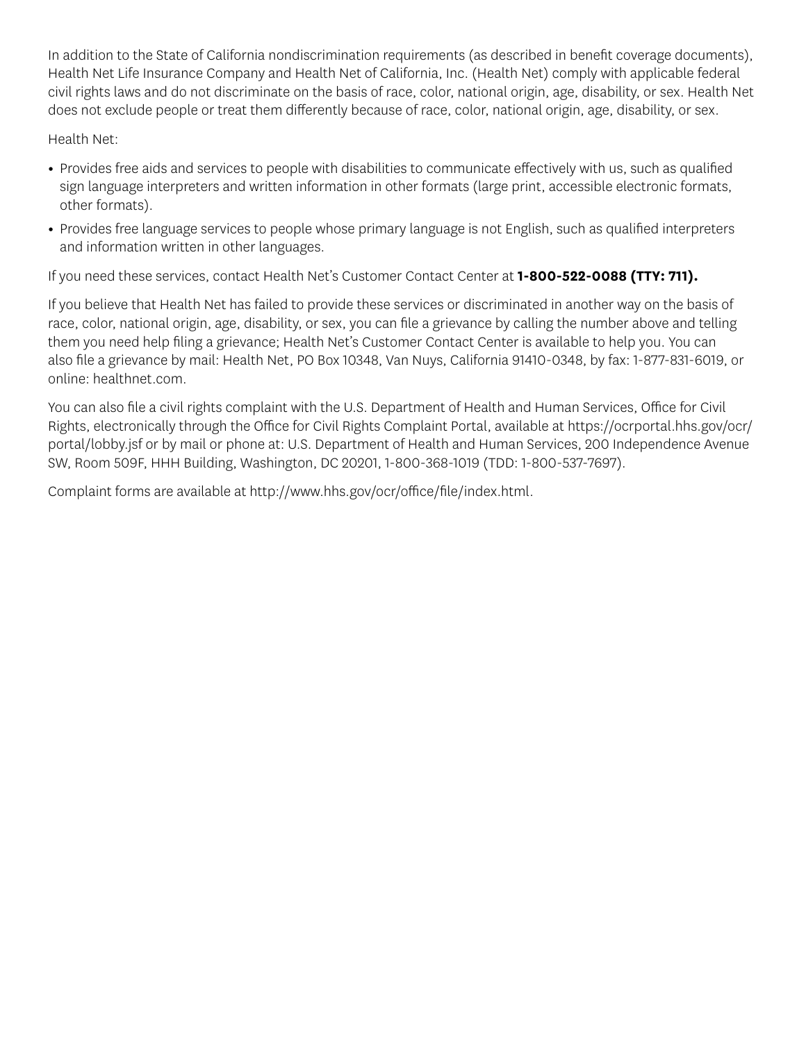In addition to the State of California nondiscrimination requirements (as described in benefit coverage documents), Health Net Life Insurance Company and Health Net of California, Inc. (Health Net) comply with applicable federal civil rights laws and do not discriminate on the basis of race, color, national origin, age, disability, or sex. Health Net does not exclude people or treat them differently because of race, color, national origin, age, disability, or sex.

Health Net:

- Provides free aids and services to people with disabilities to communicate effectively with us, such as qualified sign language interpreters and written information in other formats (large print, accessible electronic formats, other formats).
- Provides free language services to people whose primary language is not English, such as qualified interpreters and information written in other languages.

If you need these services, contact Health Net's Customer Contact Center at **1-800-522-0088 (TTY: 711).**

If you believe that Health Net has failed to provide these services or discriminated in another way on the basis of race, color, national origin, age, disability, or sex, you can file a grievance by calling the number above and telling them you need help filing a grievance; Health Net's Customer Contact Center is available to help you. You can also file a grievance by mail: Health Net, PO Box 10348, Van Nuys, California 91410-0348, by fax: 1-877-831-6019, or online: healthnet.com.

You can also file a civil rights complaint with the U.S. Department of Health and Human Services, Office for Civil Rights, electronically through the Office for Civil Rights Complaint Portal, available at https://ocrportal.hhs.gov/ocr/portal/lobby.jsf or by mail or phone at: U.S. Department of Health and Human Services, 200 Independence Avenue SW, Room 509F, HHH Building, Washington, DC 20201, 1-800-368-1019 (TDD: 1-800-537-7697).

Complaint forms are available at http://www.hhs.gov/ocr/office/file/index.html.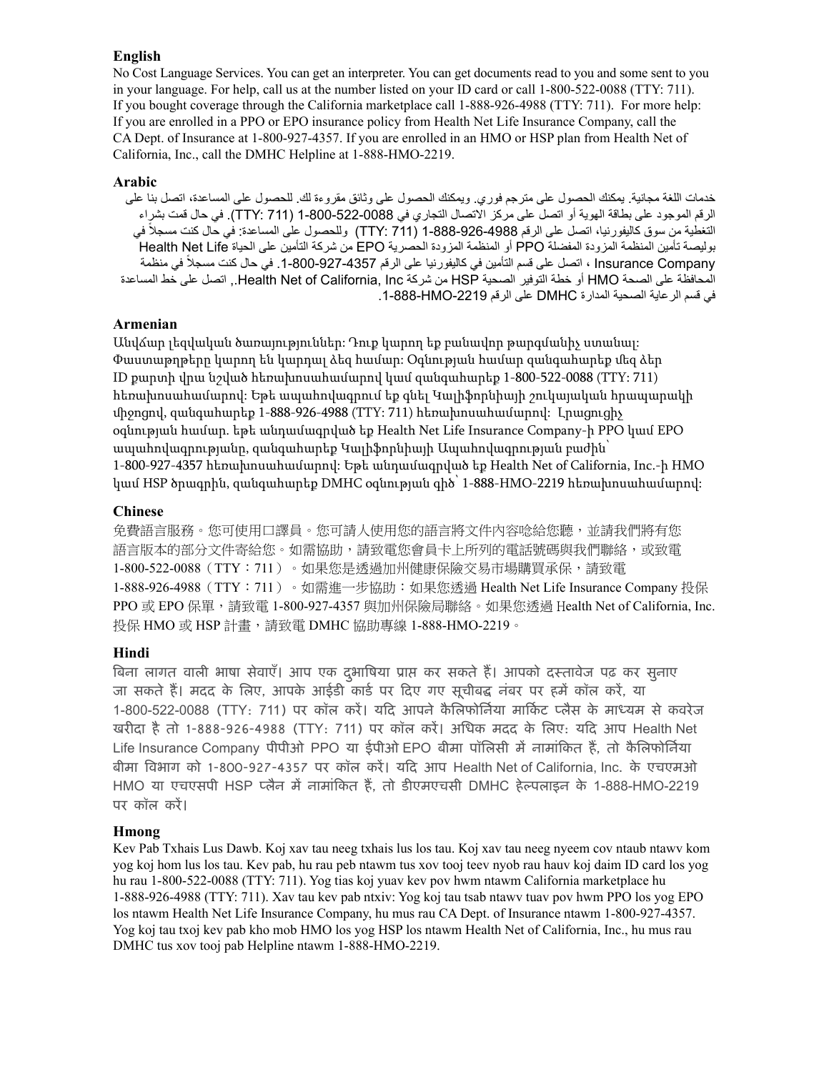## English

No Cost Language Services. You can get an interpreter. You can get documents read to you and some sent to you in your language. For help, call us at the number listed on your ID card or call 1-800-522-0088 (TTY: 711). If you bought coverage through the California marketplace call 1-888-926-4988 (TTY: 711). For more help: If you are enrolled in a PPO or EPO insurance policy from Health Net Life Insurance Company, call the CA Dept. of Insurance at 1-800-927-4357. If you are enrolled in an HMO or HSP plan from Health Net of California, Inc., call the DMHC Helpline at 1-888-HMO-2219.

## Arabic

خدمات اللغة مجانية. يمكنك الحصول على مترجم فوري. ويمكنك الحصول على وثائق مقروءة لك. للحصول على المساعدة، اتصل بنا على الرقم الموجود على بطاقة الهوية أو اتصل على مركز الاتصال التجاري في 1-800-522-0088 (TTY: 711). في حال قمت بشراء التغطية من سوق كاليفورنيا، اتصل على الرقم 1-888-926-4988 (TTY: 711) وللحصول على المساعدة: في حال كنت مسجلاً في بوليصة تأمين المنظمة المزودة المفضلة PPO أو المنظمة المزودة الحصرية EPO من شركة التأمين على الحياة Health Net Life Insurance Company ، اتصل على قسم التأمين في كاليفورنيا على الرقم 1-800-927-4357. في حال كنت مسجلاً في منظمة المحافظة على الصحة HMO أو خطة التوفير الصحية HSP من شركة Health Net of California, Inc., اتصل على خط المساعدة في قسم الرعاية الصحية المدارة DMHC على الرقم 1-888-HMO-2219.

## Armenian

Անվճար լեզվական ծառայություններ: Դուք կարող եք բանավոր թարգմանիչ ստանալ: Փաստաթղթերը կարող են կարդալ ձեզ համար: Օգնության համար զանգահարեք մեզ ձեր ID քարտի վրա նշված հեռախոսահամարով կամ զանգահարեք 1-800-522-0088 (TTY: 711) հեռախոսահամարով: Եթե ապահովագրում եք գնել Կալիֆորնիայի շուկայական հրապարակի միջոցով, զանգահարեք 1-888-926-4988 (TTY: 711) հեռախոսահամարով: Լրացուցիչ օգնության համար. եթե անդամագրված եք Health Net Life Insurance Company-ի PPO կամ EPO ապահովագրությանը, զանգահարեք Կալիֆորնիայի Ապահովագրության բաժին՝ 1-800-927-4357 հեռախոսահամարով: Եթե անդամագրված եք Health Net of California, Inc.-ի HMO կամ HSP ծրագրին, զանգահարեք DMHC օգնության գիծ՝ 1-888-HMO-2219 հեռախոսահամարով:

## Chinese

免費語言服務。您可使用口譯員。您可請人使用您的語言將文件內容唸給您聽，並請我們將有您語言版本的部分文件寄給您。如需協助，請致電您會員卡上所列的電話號碼與我們聯絡，或致電 1-800-522-0088（TTY：711）。如果您是透過加州健康保險交易市場購買承保，請致電 1-888-926-4988（TTY：711）。如需進一步協助：如果您透過 Health Net Life Insurance Company 投保 PPO 或 EPO 保單，請致電 1-800-927-4357 與加州保險局聯絡。如果您透過 Health Net of California, Inc. 投保 HMO 或 HSP 計畫，請致電 DMHC 協助專線 1-888-HMO-2219。

## Hindi

बिना लागत वाली भाषा सेवाएँ। आप एक दुभाषिया प्राप्त कर सकते हैं। आपको दस्तावेज पढ़ कर सुनाए जा सकते हैं। मदद के लिए, आपके आईडी कार्ड पर दिए गए सूचीबद्ध नंबर पर हमें कॉल करें, या 1-800-522-0088 (TTY: 711) पर कॉल करें। यदि आपने कैलिफोर्निया मार्किट प्लैस के माध्यम से कवरेज खरीदा है तो 1-888-926-4988 (TTY: 711) पर कॉल करें। अधिक मदद के लिए: यदि आप Health Net Life Insurance Company पीपीओ PPO या ईपीओ EPO बीमा पॉलिसी में नामांकित हैं, तो कैलिफोर्निया बीमा विभाग को 1-800-927-4357 पर कॉल करें। यदि आप Health Net of California, Inc. के एचएमओ HMO या एचएसपी HSP प्लैन में नामांकित हैं, तो डीएमएचसी DMHC हेल्पलाइन के 1-888-HMO-2219 पर कॉल करें।

## Hmong

Kev Pab Txhais Lus Dawb. Koj xav tau neeg txhais lus los tau. Koj xav tau neeg nyeem cov ntaub ntawv kom yog koj hom lus los tau. Kev pab, hu rau peb ntawm tus xov tooj teev nyob rau hauv koj daim ID card los yog hu rau 1-800-522-0088 (TTY: 711). Yog tias koj yuav kev pov hwm ntawm California marketplace hu 1-888-926-4988 (TTY: 711). Xav tau kev pab ntxiv: Yog koj tau tsab ntawv tuav pov hwm PPO los yog EPO los ntawm Health Net Life Insurance Company, hu mus rau CA Dept. of Insurance ntawm 1-800-927-4357. Yog koj tau txoj kev pab kho mob HMO los yog HSP los ntawm Health Net of California, Inc., hu mus rau DMHC tus xov tooj pab Helpline ntawm 1-888-HMO-2219.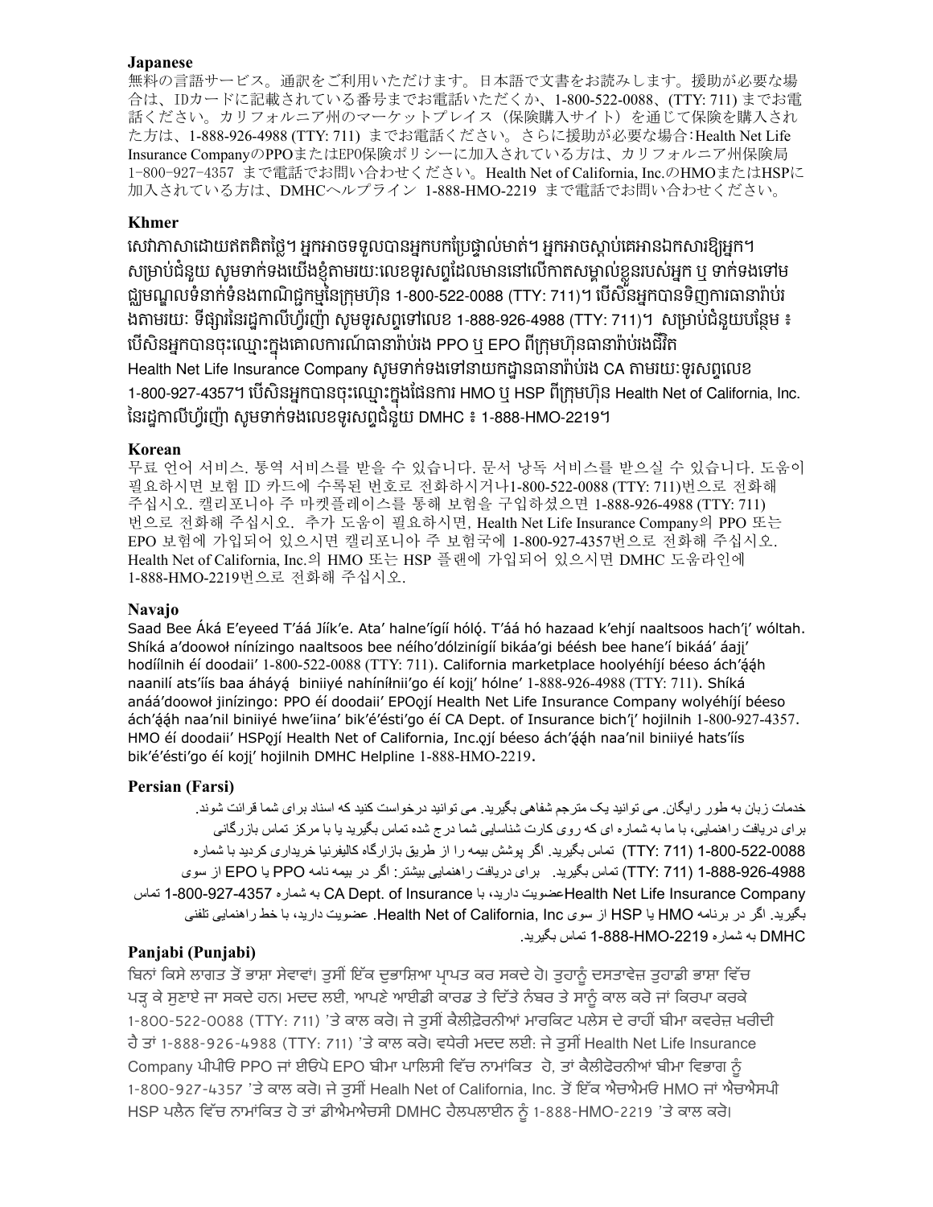**Japanese**

無料の言語サービス。通訳をご利用いただけます。日本語で文書をお読みします。援助が必要な場合は、IDカードに記載されている番号までお電話いただくか、1-800-522-0088、(TTY: 711) までお電話ください。カリフォルニア州のマーケットプレイス（保険購入サイト）を通じて保険を購入された方は、1-888-926-4988 (TTY: 711) までお電話ください。さらに援助が必要な場合：Health Net Life Insurance CompanyのPPOまたはEPO保険ポリシーに加入されている方は、カリフォルニア州保険局 1-800-927-4357 まで電話でお問い合わせください。Health Net of California, Inc.のHMOまたはHSPに加入されている方は、DMHCヘルプライン 1-888-HMO-2219 まで電話でお問い合わせください。

**Khmer**

សេវាភាសាដោយឥតគិតថ្លៃ។ អ្នកអាចទទួលបានអ្នកបកប្រែផ្ទាល់មាត់។ អ្នកអាចស្តាប់គេអានឯកសារឱ្យអ្នក។ សម្រាប់ជំនួយ សូមទាក់ទងយើងខ្ញុំតាមរយៈលេខទូរសព្ទដែលមាននៅលើកាតសម្គាល់ខ្លួនរបស់អ្នក ឬ ទាក់ទងទៅមជ្ឈមណ្ឌលទំនាក់ទំនងពាណិជ្ជកម្មនៃក្រុមហ៊ុន 1-800-522-0088 (TTY: 711)។ បើសិនអ្នកបានទិញការធានារ៉ាប់រងតាមរយៈ ទីផ្សារនៃរដ្ឋកាលីហ្វ័រញ៉ា សូមទូរសព្ទទៅលេខ 1-888-926-4988 (TTY: 711)។ សម្រាប់ជំនួយបន្ថែម ៖ បើសិនអ្នកបានចុះឈ្មោះក្នុងគោលការណ៍ធានារ៉ាប់រង PPO ឬ EPO ពីក្រុមហ៊ុនធានារ៉ាប់រងជីវិត Health Net Life Insurance Company សូមទាក់ទងទៅនាយកដ្ឋានធានារ៉ាប់រង CA តាមរយៈទូរសព្ទលេខ 1-800-927-4357។ បើសិនអ្នកបានចុះឈ្មោះក្នុងផែនការ HMO ឬ HSP ពីក្រុមហ៊ុន Health Net of California, Inc. នៃរដ្ឋកាលីហ្វ័រញ៉ា សូមទាក់ទងលេខទូរសព្ទជំនួយ DMHC ៖ 1-888-HMO-2219។

**Korean**

무료 언어 서비스. 통역 서비스를 받을 수 있습니다. 문서 낭독 서비스를 받으실 수 있습니다. 도움이 필요하시면 보험 ID 카드에 수록된 번호로 전화하시거나1-800-522-0088 (TTY: 711)번으로 전화해 주십시오. 캘리포니아 주 마켓플레이스를 통해 보험을 구입하셨으면 1-888-926-4988 (TTY: 711) 번으로 전화해 주십시오. 추가 도움이 필요하시면, Health Net Life Insurance Company의 PPO 또는 EPO 보험에 가입되어 있으시면 캘리포니아 주 보험국에 1-800-927-4357번으로 전화해 주십시오. Health Net of California, Inc.의 HMO 또는 HSP 플랜에 가입되어 있으시면 DMHC 도움라인에 1-888-HMO-2219번으로 전화해 주십시오.

**Navajo**

Saad Bee Áká E'eyeed T'áá Jíík'e. Ata' halne'ígíí hóló. T'áá hó hazaad k'ehjí naaltsoos hach'į' wóltah. Shíká a'doowoł nínízingo naaltsoos bee néího'dólzinígíí bikáa'gi béésh bee hane'í bikáá' áajį' hodíílnih éí doodaii' 1-800-522-0088 (TTY: 711). California marketplace hoolyéhíjí béeso ách'ą́ą́h naanilí ats'íís baa áháyą́ biniiyé nahínínii'go éí kojį' hólne' 1-888-926-4988 (TTY: 711). Shíká anáá'doowoł jinízingo: PPO éí doodaii' EPOǫjí Health Net Life Insurance Company wolyéhíjí béeso ách'ą́ą́h naa'nil biniiyé hwe'iina' bik'é'ésti'go éí CA Dept. of Insurance bich'į' hojilnih 1-800-927-4357. HMO éí doodaii' HSPǫjí Health Net of California, Inc.ǫjí béeso ách'ą́ą́h naa'nil biniiyé hats'íís bik'é'ésti'go éí kojį' hojilnih DMHC Helpline 1-888-HMO-2219.

**Persian (Farsi)**

خدمات زبان به طور رایگان. می توانید یک مترجم شفاهی بگیرید. می توانید درخواست کنید که اسناد برای شما قرائت شوند. برای دریافت راهنمایی، با ما به شماره ای که روی کارت شناسایی شما درج شده تماس بگیرید یا با مرکز تماس بازرگانی 1-800-522-0088 (TTY: 711) تماس بگیرید. اگر پوشش بیمه را از طریق بازارگاه کالیفرنیا خریداری کردید با شماره 1-888-926-4988 (TTY: 711) تماس بگیرید. برای دریافت راهنمایی بیشتر: اگر در بیمه نامه PPO یا EPO از سوی Health Net Life Insurance Companyعضویت دارید، با CA Dept. of Insurance به شماره 1-800-927-4357 تماس بگیرید. اگر در برنامه HMO یا HSP از سوی Health Net of California, Inc. عضویت دارید، با خط راهنمایی تلفنی DMHC به شماره 1-888-HMO-2219 تماس بگیرید.

**Panjabi (Punjabi)**

ਬਿਨਾਂ ਕਿਸੇ ਲਾਗਤ ਤੋਂ ਭਾਸ਼ਾ ਸੇਵਾਵਾਂ। ਤੁਸੀਂ ਇੱਕ ਦੁਭਾਸ਼ਿਆ ਪ੍ਰਾਪਤ ਕਰ ਸਕਦੇ ਹੋ। ਤੁਹਾਨੂੰ ਦਸਤਾਵੇਜ਼ ਤੁਹਾਡੀ ਭਾਸ਼ਾ ਵਿੱਚ ਪੜ੍ਹ ਕੇ ਸੁਣਾਏ ਜਾ ਸਕਦੇ ਹਨ। ਮਦਦ ਲਈ, ਆਪਣੇ ਆਈਡੀ ਕਾਰਡ ਤੇ ਦਿੱਤੇ ਨੰਬਰ ਤੇ ਸਾਨੂੰ ਕਾਲ ਕਰੋ ਜਾਂ ਕਿਰਪਾ ਕਰਕੇ 1-800-522-0088 (TTY: 711) 'ਤੇ ਕਾਲ ਕਰੋ। ਜੇ ਤੁਸੀਂ ਕੈਲੀਫ਼ੋਰਨੀਆਂ ਮਾਰਕਿਟ ਪਲੇਸ ਦੇ ਰਾਹੀਂ ਬੀਮਾ ਕਵਰੇਜ਼ ਖਰੀਦੀ ਹੈ ਤਾਂ 1-888-926-4988 (TTY: 711) 'ਤੇ ਕਾਲ ਕਰੋ। ਵਧੇਰੀ ਮਦਦ ਲਈ: ਜੇ ਤੁਸੀਂ Health Net Life Insurance Company ਪੀਪੀਓ PPO ਜਾਂ ਈਓਪੇ EPO ਬੀਮਾ ਪਾਲਿਸੀ ਵਿੱਚ ਨਾਮਾਂਕਿਤ ਹੋ, ਤਾਂ ਕੈਲੀਫੋਰਨੀਆਂ ਬੀਮਾ ਵਿਭਾਗ ਨੂੰ 1-800-927-4357 'ਤੇ ਕਾਲ ਕਰੋ। ਜੇ ਤੁਸੀਂ Healh Net of California, Inc. ਤੋਂ ਇੱਕ ਐਚਐਮਓ HMO ਜਾਂ ਐਚਐਸਪੀ HSP ਪਲੈਨ ਵਿੱਚ ਨਾਮਾਂਕਿਤ ਹੋ ਤਾਂ ਡੀਐਮਐਚਸੀ DMHC ਹੈਲਪਲਾਈਨ ਨੂੰ 1-888-HMO-2219 'ਤੇ ਕਾਲ ਕਰੋ।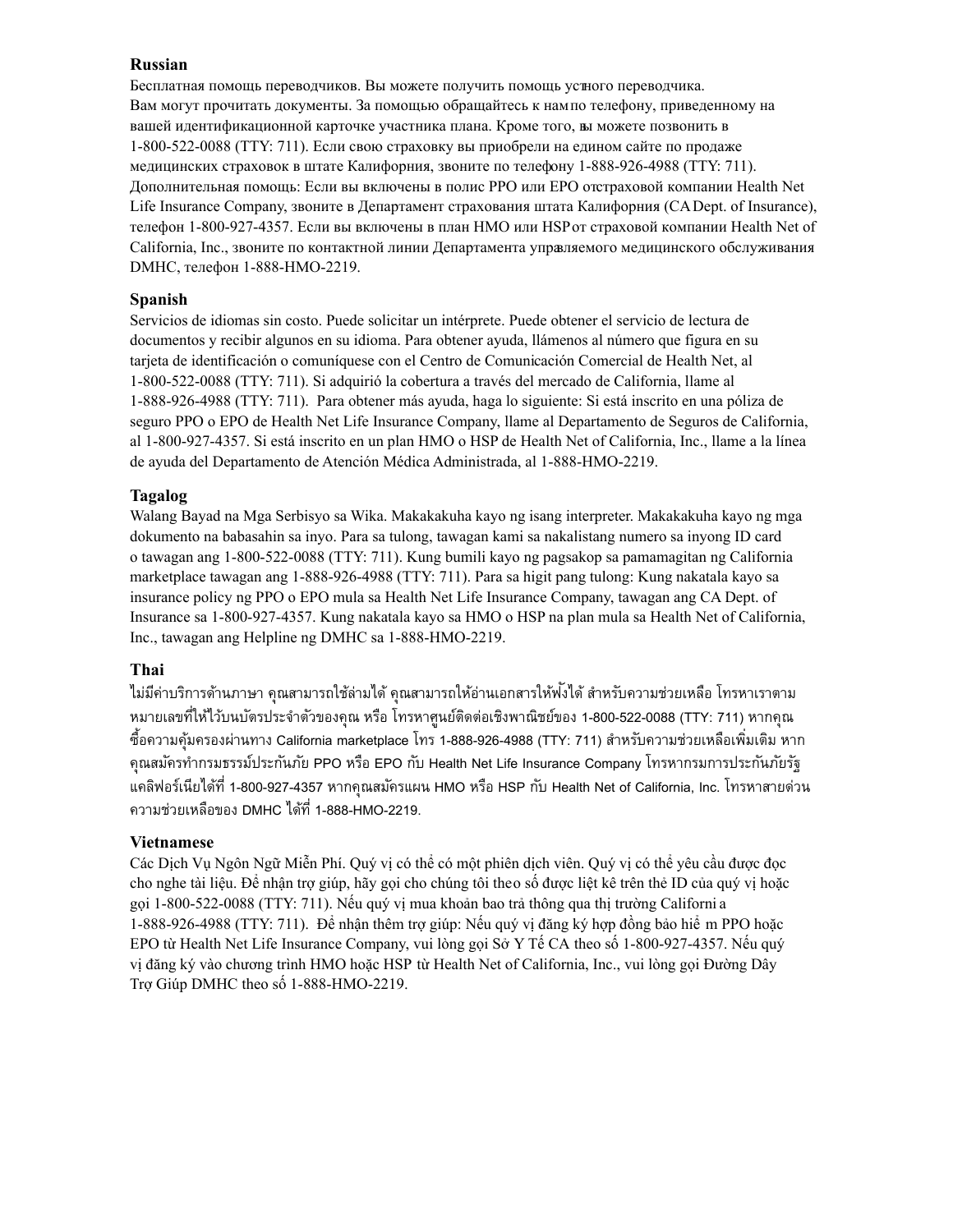**Russian**

Бесплатная помощь переводчиков. Вы можете получить помощь устного переводчика. Вам могут прочитать документы. За помощью обращайтесь к нам по телефону, приведенному на вашей идентификационной карточке участника плана. Кроме того, вы можете позвонить в 1-800-522-0088 (TTY: 711). Если свою страховку вы приобрели на едином сайте по продаже медицинских страховок в штате Калифорния, звоните по телефону 1-888-926-4988 (TTY: 711). Дополнительная помощь: Если вы включены в полис PPO или EPO от страховой компании Health Net Life Insurance Company, звоните в Департамент страхования штата Калифорния (CA Dept. of Insurance), телефон 1-800-927-4357. Если вы включены в план HMO или HSP от страховой компании Health Net of California, Inc., звоните по контактной линии Департамента управляемого медицинского обслуживания DMHC, телефон 1-888-HMO-2219.

**Spanish**

Servicios de idiomas sin costo. Puede solicitar un intérprete. Puede obtener el servicio de lectura de documentos y recibir algunos en su idioma. Para obtener ayuda, llámenos al número que figura en su tarjeta de identificación o comuníquese con el Centro de Comunicación Comercial de Health Net, al 1-800-522-0088 (TTY: 711). Si adquirió la cobertura a través del mercado de California, llame al 1-888-926-4988 (TTY: 711). Para obtener más ayuda, haga lo siguiente: Si está inscrito en una póliza de seguro PPO o EPO de Health Net Life Insurance Company, llame al Departamento de Seguros de California, al 1-800-927-4357. Si está inscrito en un plan HMO o HSP de Health Net of California, Inc., llame a la línea de ayuda del Departamento de Atención Médica Administrada, al 1-888-HMO-2219.

**Tagalog**

Walang Bayad na Mga Serbisyo sa Wika. Makakakuha kayo ng isang interpreter. Makakakuha kayo ng mga dokumento na babasahin sa inyo. Para sa tulong, tawagan kami sa nakalistang numero sa inyong ID card o tawagan ang 1-800-522-0088 (TTY: 711). Kung bumili kayo ng pagsakop sa pamamagitan ng California marketplace tawagan ang 1-888-926-4988 (TTY: 711). Para sa higit pang tulong: Kung nakatala kayo sa insurance policy ng PPO o EPO mula sa Health Net Life Insurance Company, tawagan ang CA Dept. of Insurance sa 1-800-927-4357. Kung nakatala kayo sa HMO o HSP na plan mula sa Health Net of California, Inc., tawagan ang Helpline ng DMHC sa 1-888-HMO-2219.

**Thai**

ไม่มีค่าบริการด้านภาษา คุณสามารถใช้ล่ามได้ คุณสามารถให้อ่านเอกสารให้ฟังได้ สำหรับความช่วยเหลือ โทรหาเราตามหมายเลขที่ให้ไว้บนบัตรประจำตัวของคุณ หรือ โทรหาศูนย์ติดต่อเชิงพาณิชย์ของ 1-800-522-0088 (TTY: 711) หากคุณซื้อความคุ้มครองผ่านทาง California marketplace โทร 1-888-926-4988 (TTY: 711) สำหรับความช่วยเหลือเพิ่มเติม หากคุณสมัครทำกรมธรรม์ประกันภัย PPO หรือ EPO กับ Health Net Life Insurance Company โทรหากรมการประกันภัยรัฐแคลิฟอร์เนียได้ที่ 1-800-927-4357 หากคุณสมัครแผน HMO หรือ HSP กับ Health Net of California, Inc. โทรหาสายด่วนความช่วยเหลือของ DMHC ได้ที่ 1-888-HMO-2219.

**Vietnamese**

Các Dịch Vụ Ngôn Ngữ Miễn Phí. Quý vị có thể có một phiên dịch viên. Quý vị có thể yêu cầu được đọc cho nghe tài liệu. Để nhận trợ giúp, hãy gọi cho chúng tôi theo số được liệt kê trên thẻ ID của quý vị hoặc gọi 1-800-522-0088 (TTY: 711). Nếu quý vị mua khoản bao trả thông qua thị trường California 1-888-926-4988 (TTY: 711). Để nhận thêm trợ giúp: Nếu quý vị đăng ký hợp đồng bảo hiểm PPO hoặc EPO từ Health Net Life Insurance Company, vui lòng gọi Sở Y Tế CA theo số 1-800-927-4357. Nếu quý vị đăng ký vào chương trình HMO hoặc HSP từ Health Net of California, Inc., vui lòng gọi Đường Dây Trợ Giúp DMHC theo số 1-888-HMO-2219.